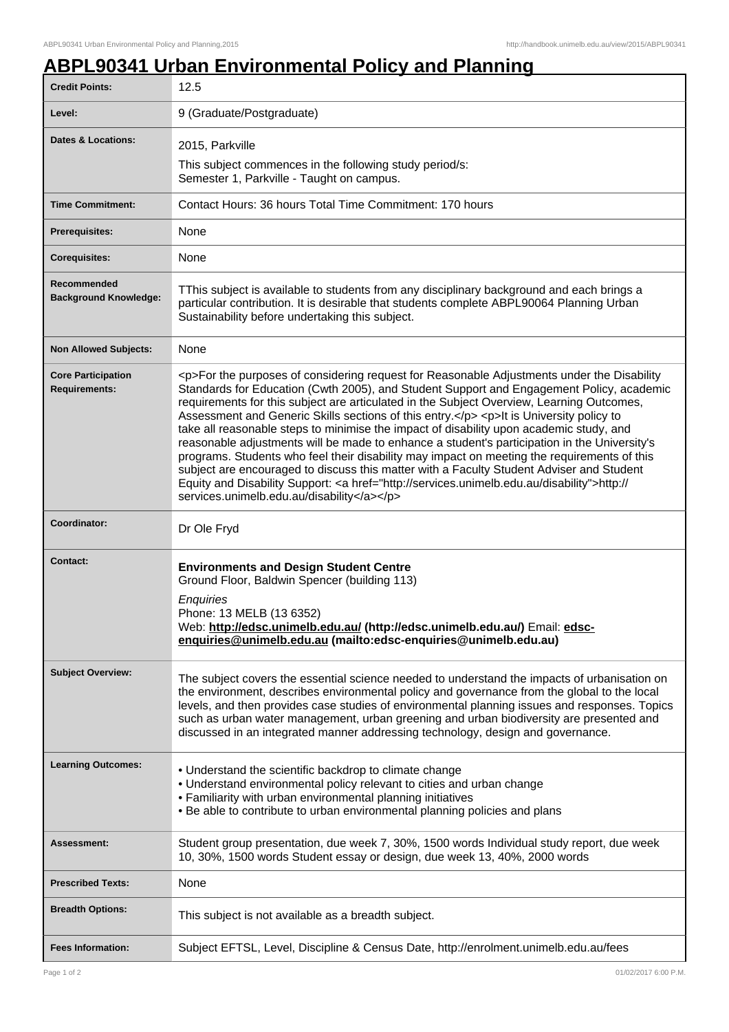# ABPL90341 Urban Environmental Policy and Planning

| | |
|---|---|
| **Credit Points:** | 12.5 |
| **Level:** | 9 (Graduate/Postgraduate) |
| **Dates & Locations:** | 2015, Parkville<br>This subject commences in the following study period/s:<br>Semester 1, Parkville - Taught on campus. |
| **Time Commitment:** | Contact Hours: 36 hours Total Time Commitment: 170 hours |
| **Prerequisites:** | None |
| **Corequisites:** | None |
| **Recommended Background Knowledge:** | TThis subject is available to students from any disciplinary background and each brings a particular contribution. It is desirable that students complete ABPL90064 Planning Urban Sustainability before undertaking this subject. |
| **Non Allowed Subjects:** | None |
| **Core Participation Requirements:** | <p>For the purposes of considering request for Reasonable Adjustments under the Disability Standards for Education (Cwth 2005), and Student Support and Engagement Policy, academic requirements for this subject are articulated in the Subject Overview, Learning Outcomes, Assessment and Generic Skills sections of this entry.</p> <p>It is University policy to take all reasonable steps to minimise the impact of disability upon academic study, and reasonable adjustments will be made to enhance a student's participation in the University's programs. Students who feel their disability may impact on meeting the requirements of this subject are encouraged to discuss this matter with a Faculty Student Adviser and Student Equity and Disability Support: <a href="http://services.unimelb.edu.au/disability">http://services.unimelb.edu.au/disability</a></p> |
| **Coordinator:** | Dr Ole Fryd |
| **Contact:** | **Environments and Design Student Centre**<br>Ground Floor, Baldwin Spencer (building 113)<br>*Enquiries*<br>Phone: 13 MELB (13 6352)<br>Web: **http://edsc.unimelb.edu.au/ (http://edsc.unimelb.edu.au/)** Email: **edsc-enquiries@unimelb.edu.au (mailto:edsc-enquiries@unimelb.edu.au)** |
| **Subject Overview:** | The subject covers the essential science needed to understand the impacts of urbanisation on the environment, describes environmental policy and governance from the global to the local levels, and then provides case studies of environmental planning issues and responses. Topics such as urban water management, urban greening and urban biodiversity are presented and discussed in an integrated manner addressing technology, design and governance. |
| **Learning Outcomes:** | • Understand the scientific backdrop to climate change<br>• Understand environmental policy relevant to cities and urban change<br>• Familiarity with urban environmental planning initiatives<br>• Be able to contribute to urban environmental planning policies and plans |
| **Assessment:** | Student group presentation, due week 7, 30%, 1500 words Individual study report, due week 10, 30%, 1500 words Student essay or design, due week 13, 40%, 2000 words |
| **Prescribed Texts:** | None |
| **Breadth Options:** | This subject is not available as a breadth subject. |
| **Fees Information:** | Subject EFTSL, Level, Discipline & Census Date, http://enrolment.unimelb.edu.au/fees |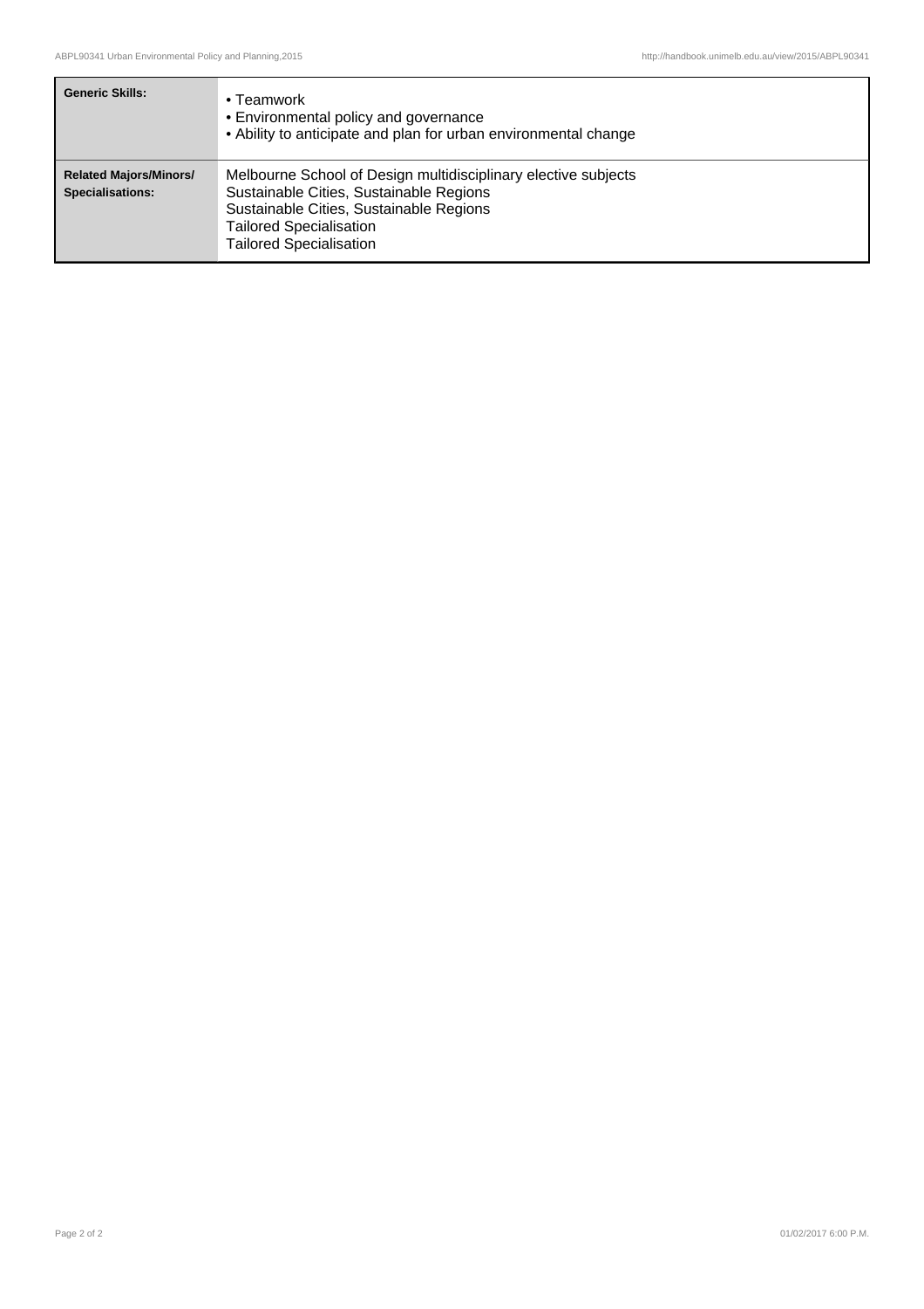| | |
|---|---|
| **Generic Skills:** | • Teamwork<br>• Environmental policy and governance<br>• Ability to anticipate and plan for urban environmental change |
| **Related Majors/Minors/ Specialisations:** | Melbourne School of Design multidisciplinary elective subjects<br>Sustainable Cities, Sustainable Regions<br>Sustainable Cities, Sustainable Regions<br>Tailored Specialisation<br>Tailored Specialisation |